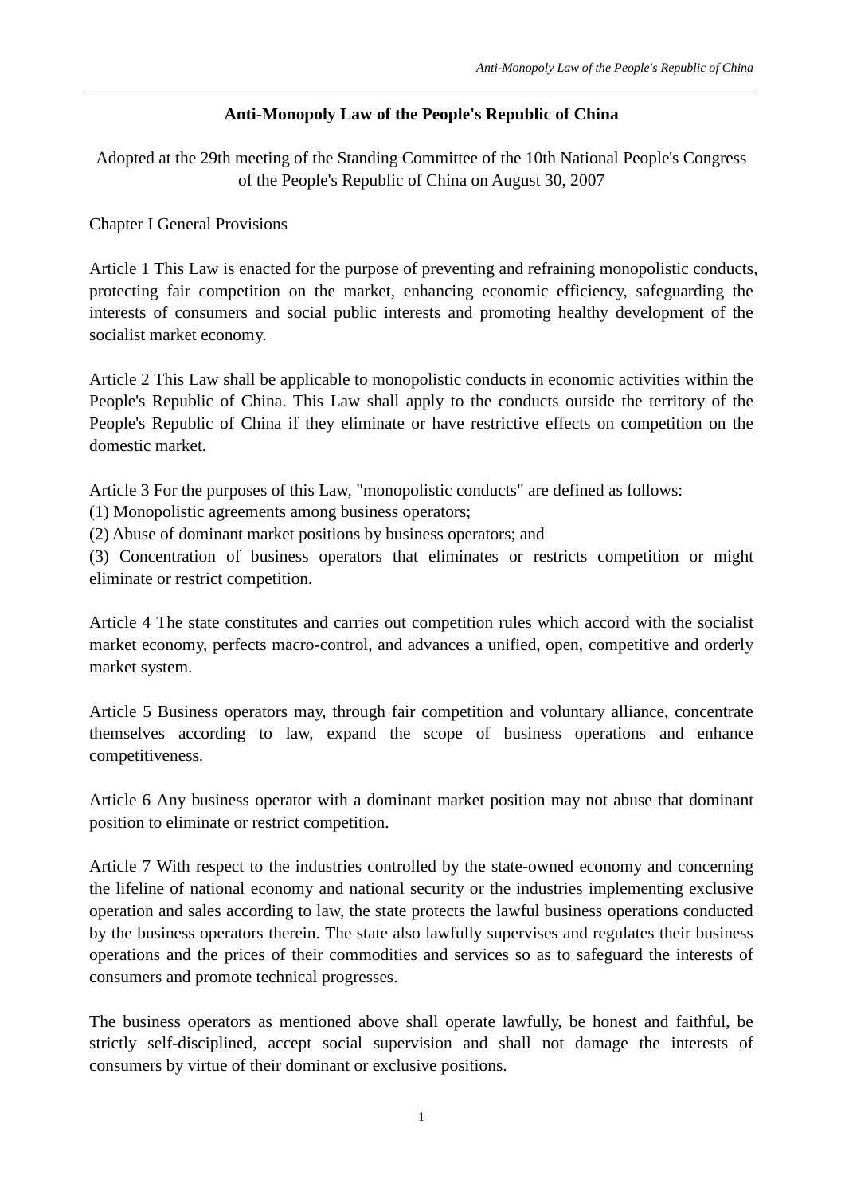# Anti-Monopoly Law of the People's Republic of China

Adopted at the 29th meeting of the Standing Committee of the 10th National People's Congress of the People's Republic of China on August 30, 2007

## Chapter I General Provisions

Article 1 This Law is enacted for the purpose of preventing and refraining monopolistic conducts, protecting fair competition on the market, enhancing economic efficiency, safeguarding the interests of consumers and social public interests and promoting healthy development of the socialist market economy.

Article 2 This Law shall be applicable to monopolistic conducts in economic activities within the People's Republic of China. This Law shall apply to the conducts outside the territory of the People's Republic of China if they eliminate or have restrictive effects on competition on the domestic market.

Article 3 For the purposes of this Law, "monopolistic conducts" are defined as follows:
(1) Monopolistic agreements among business operators;
(2) Abuse of dominant market positions by business operators; and
(3) Concentration of business operators that eliminates or restricts competition or might eliminate or restrict competition.

Article 4 The state constitutes and carries out competition rules which accord with the socialist market economy, perfects macro-control, and advances a unified, open, competitive and orderly market system.

Article 5 Business operators may, through fair competition and voluntary alliance, concentrate themselves according to law, expand the scope of business operations and enhance competitiveness.

Article 6 Any business operator with a dominant market position may not abuse that dominant position to eliminate or restrict competition.

Article 7 With respect to the industries controlled by the state-owned economy and concerning the lifeline of national economy and national security or the industries implementing exclusive operation and sales according to law, the state protects the lawful business operations conducted by the business operators therein. The state also lawfully supervises and regulates their business operations and the prices of their commodities and services so as to safeguard the interests of consumers and promote technical progresses.

The business operators as mentioned above shall operate lawfully, be honest and faithful, be strictly self-disciplined, accept social supervision and shall not damage the interests of consumers by virtue of their dominant or exclusive positions.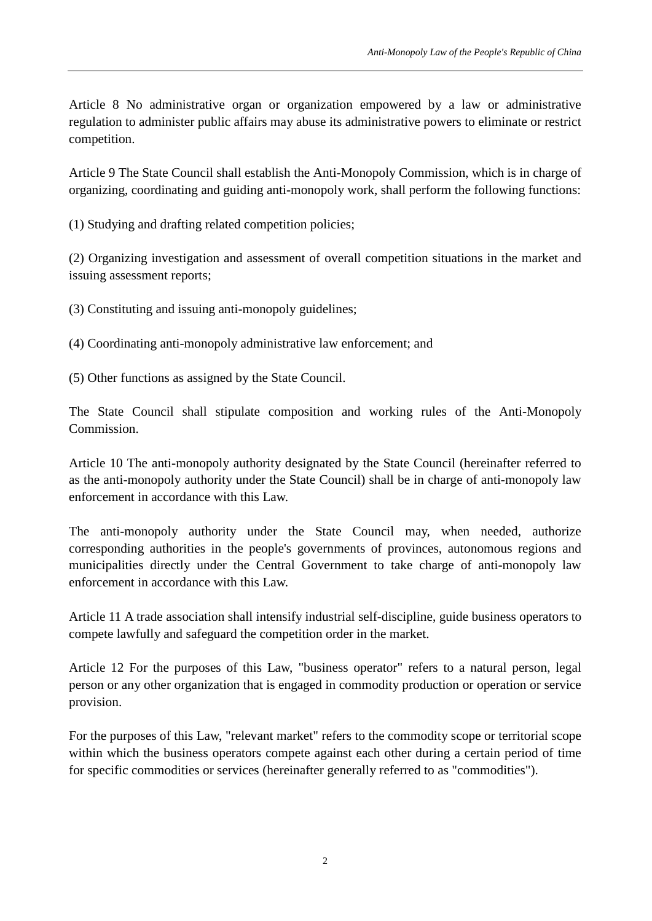Article 8 No administrative organ or organization empowered by a law or administrative regulation to administer public affairs may abuse its administrative powers to eliminate or restrict competition.

Article 9 The State Council shall establish the Anti-Monopoly Commission, which is in charge of organizing, coordinating and guiding anti-monopoly work, shall perform the following functions:

(1) Studying and drafting related competition policies;

(2) Organizing investigation and assessment of overall competition situations in the market and issuing assessment reports;

(3) Constituting and issuing anti-monopoly guidelines;

(4) Coordinating anti-monopoly administrative law enforcement; and

(5) Other functions as assigned by the State Council.

The State Council shall stipulate composition and working rules of the Anti-Monopoly Commission.

Article 10 The anti-monopoly authority designated by the State Council (hereinafter referred to as the anti-monopoly authority under the State Council) shall be in charge of anti-monopoly law enforcement in accordance with this Law.

The anti-monopoly authority under the State Council may, when needed, authorize corresponding authorities in the people's governments of provinces, autonomous regions and municipalities directly under the Central Government to take charge of anti-monopoly law enforcement in accordance with this Law.

Article 11 A trade association shall intensify industrial self-discipline, guide business operators to compete lawfully and safeguard the competition order in the market.

Article 12 For the purposes of this Law, "business operator" refers to a natural person, legal person or any other organization that is engaged in commodity production or operation or service provision.

For the purposes of this Law, "relevant market" refers to the commodity scope or territorial scope within which the business operators compete against each other during a certain period of time for specific commodities or services (hereinafter generally referred to as "commodities").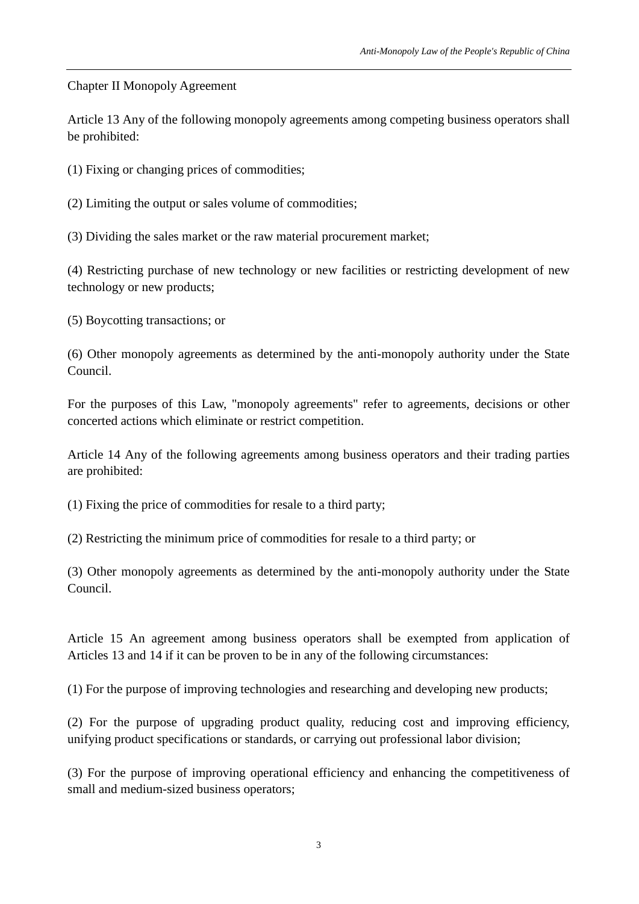## Chapter II Monopoly Agreement

Article 13 Any of the following monopoly agreements among competing business operators shall be prohibited:

(1) Fixing or changing prices of commodities;

(2) Limiting the output or sales volume of commodities;

(3) Dividing the sales market or the raw material procurement market;

(4) Restricting purchase of new technology or new facilities or restricting development of new technology or new products;

(5) Boycotting transactions; or

(6) Other monopoly agreements as determined by the anti-monopoly authority under the State Council.

For the purposes of this Law, "monopoly agreements" refer to agreements, decisions or other concerted actions which eliminate or restrict competition.

Article 14 Any of the following agreements among business operators and their trading parties are prohibited:

(1) Fixing the price of commodities for resale to a third party;

(2) Restricting the minimum price of commodities for resale to a third party; or

(3) Other monopoly agreements as determined by the anti-monopoly authority under the State Council.

Article 15 An agreement among business operators shall be exempted from application of Articles 13 and 14 if it can be proven to be in any of the following circumstances:

(1) For the purpose of improving technologies and researching and developing new products;

(2) For the purpose of upgrading product quality, reducing cost and improving efficiency, unifying product specifications or standards, or carrying out professional labor division;

(3) For the purpose of improving operational efficiency and enhancing the competitiveness of small and medium-sized business operators;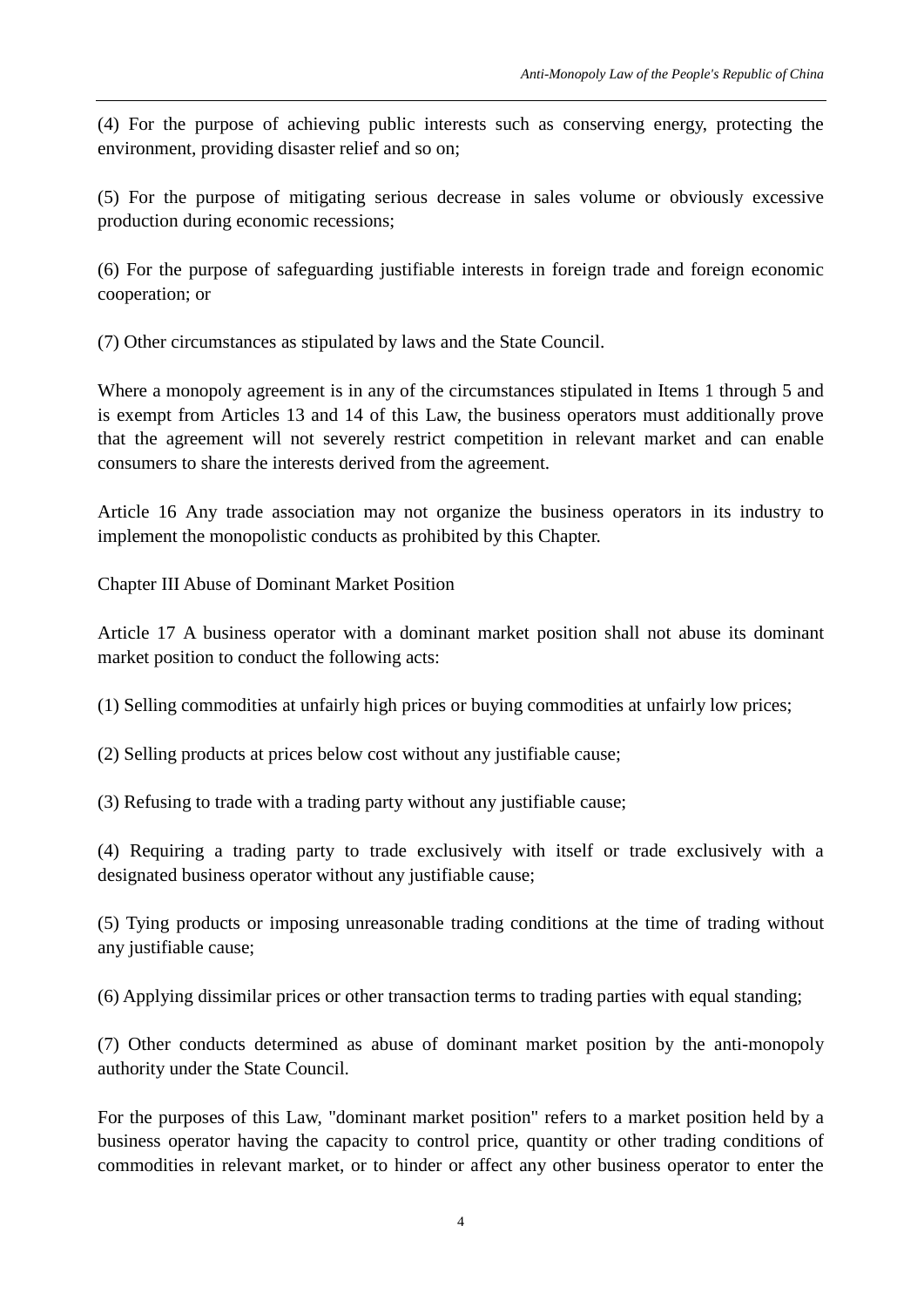(4) For the purpose of achieving public interests such as conserving energy, protecting the environment, providing disaster relief and so on;

(5) For the purpose of mitigating serious decrease in sales volume or obviously excessive production during economic recessions;

(6) For the purpose of safeguarding justifiable interests in foreign trade and foreign economic cooperation; or

(7) Other circumstances as stipulated by laws and the State Council.

Where a monopoly agreement is in any of the circumstances stipulated in Items 1 through 5 and is exempt from Articles 13 and 14 of this Law, the business operators must additionally prove that the agreement will not severely restrict competition in relevant market and can enable consumers to share the interests derived from the agreement.

Article 16 Any trade association may not organize the business operators in its industry to implement the monopolistic conducts as prohibited by this Chapter.

Chapter III Abuse of Dominant Market Position

Article 17 A business operator with a dominant market position shall not abuse its dominant market position to conduct the following acts:

(1) Selling commodities at unfairly high prices or buying commodities at unfairly low prices;

(2) Selling products at prices below cost without any justifiable cause;

(3) Refusing to trade with a trading party without any justifiable cause;

(4) Requiring a trading party to trade exclusively with itself or trade exclusively with a designated business operator without any justifiable cause;

(5) Tying products or imposing unreasonable trading conditions at the time of trading without any justifiable cause;

(6) Applying dissimilar prices or other transaction terms to trading parties with equal standing;

(7) Other conducts determined as abuse of dominant market position by the anti-monopoly authority under the State Council.

For the purposes of this Law, "dominant market position" refers to a market position held by a business operator having the capacity to control price, quantity or other trading conditions of commodities in relevant market, or to hinder or affect any other business operator to enter the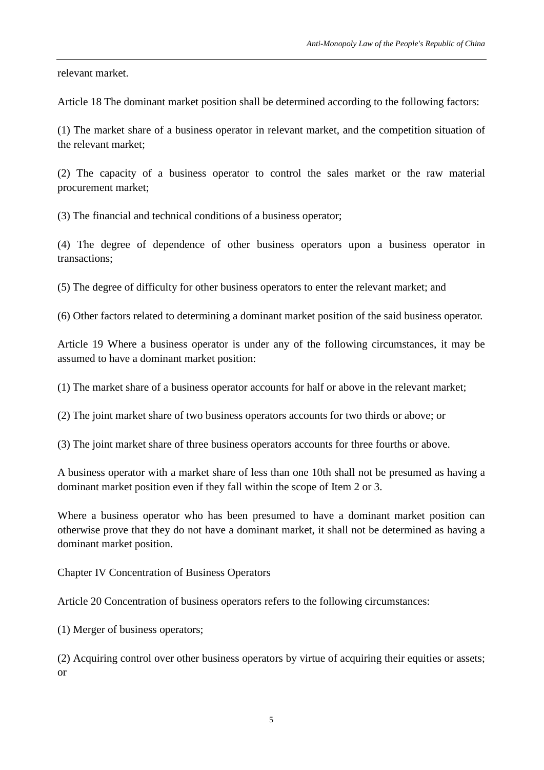relevant market.

Article 18 The dominant market position shall be determined according to the following factors:

(1) The market share of a business operator in relevant market, and the competition situation of the relevant market;

(2) The capacity of a business operator to control the sales market or the raw material procurement market;

(3) The financial and technical conditions of a business operator;

(4) The degree of dependence of other business operators upon a business operator in transactions;

(5) The degree of difficulty for other business operators to enter the relevant market; and

(6) Other factors related to determining a dominant market position of the said business operator.

Article 19 Where a business operator is under any of the following circumstances, it may be assumed to have a dominant market position:

(1) The market share of a business operator accounts for half or above in the relevant market;

(2) The joint market share of two business operators accounts for two thirds or above; or

(3) The joint market share of three business operators accounts for three fourths or above.

A business operator with a market share of less than one 10th shall not be presumed as having a dominant market position even if they fall within the scope of Item 2 or 3.

Where a business operator who has been presumed to have a dominant market position can otherwise prove that they do not have a dominant market, it shall not be determined as having a dominant market position.

## Chapter IV Concentration of Business Operators

Article 20 Concentration of business operators refers to the following circumstances:

(1) Merger of business operators;

(2) Acquiring control over other business operators by virtue of acquiring their equities or assets; or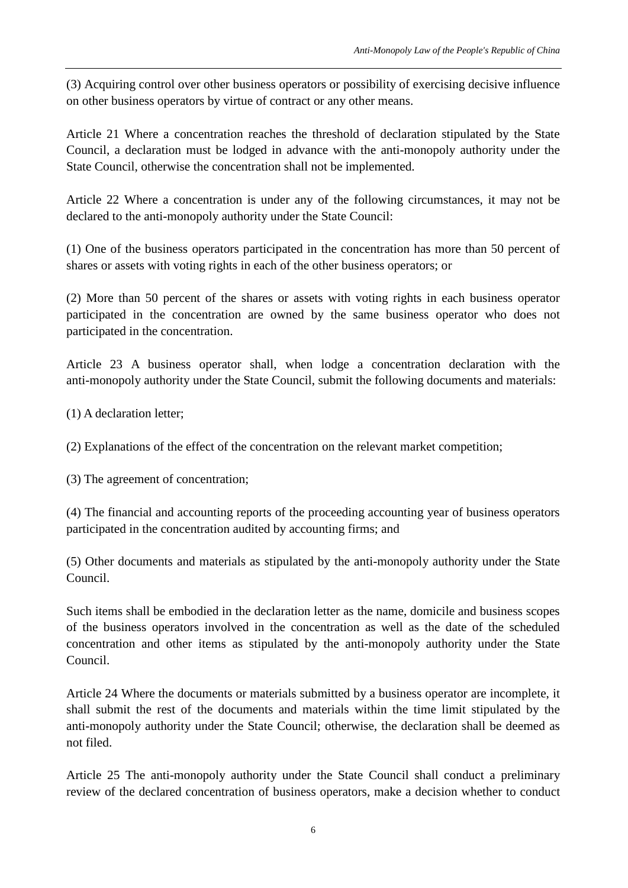(3) Acquiring control over other business operators or possibility of exercising decisive influence on other business operators by virtue of contract or any other means.

Article 21 Where a concentration reaches the threshold of declaration stipulated by the State Council, a declaration must be lodged in advance with the anti-monopoly authority under the State Council, otherwise the concentration shall not be implemented.

Article 22 Where a concentration is under any of the following circumstances, it may not be declared to the anti-monopoly authority under the State Council:

(1) One of the business operators participated in the concentration has more than 50 percent of shares or assets with voting rights in each of the other business operators; or

(2) More than 50 percent of the shares or assets with voting rights in each business operator participated in the concentration are owned by the same business operator who does not participated in the concentration.

Article 23 A business operator shall, when lodge a concentration declaration with the anti-monopoly authority under the State Council, submit the following documents and materials:

(1) A declaration letter;

(2) Explanations of the effect of the concentration on the relevant market competition;

(3) The agreement of concentration;

(4) The financial and accounting reports of the proceeding accounting year of business operators participated in the concentration audited by accounting firms; and

(5) Other documents and materials as stipulated by the anti-monopoly authority under the State Council.

Such items shall be embodied in the declaration letter as the name, domicile and business scopes of the business operators involved in the concentration as well as the date of the scheduled concentration and other items as stipulated by the anti-monopoly authority under the State Council.

Article 24 Where the documents or materials submitted by a business operator are incomplete, it shall submit the rest of the documents and materials within the time limit stipulated by the anti-monopoly authority under the State Council; otherwise, the declaration shall be deemed as not filed.

Article 25 The anti-monopoly authority under the State Council shall conduct a preliminary review of the declared concentration of business operators, make a decision whether to conduct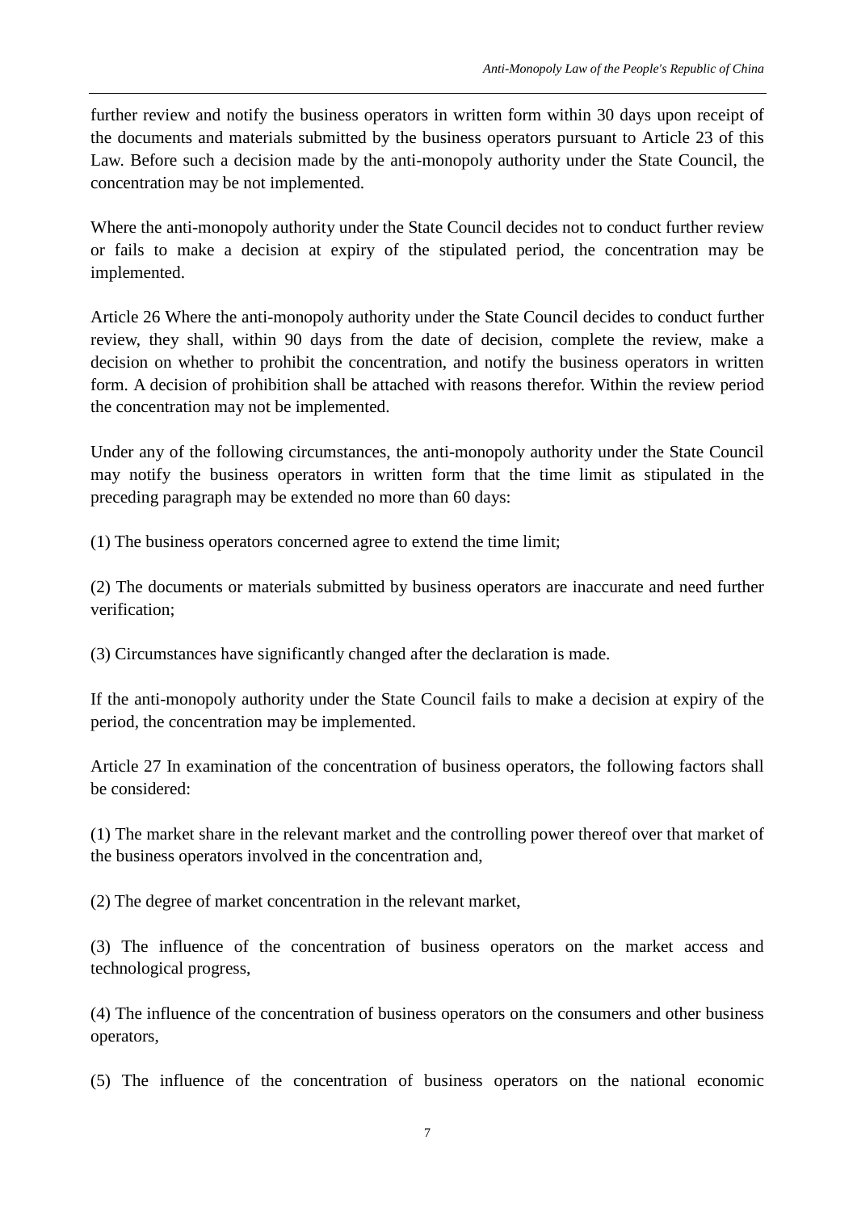further review and notify the business operators in written form within 30 days upon receipt of the documents and materials submitted by the business operators pursuant to Article 23 of this Law. Before such a decision made by the anti-monopoly authority under the State Council, the concentration may be not implemented.

Where the anti-monopoly authority under the State Council decides not to conduct further review or fails to make a decision at expiry of the stipulated period, the concentration may be implemented.

Article 26 Where the anti-monopoly authority under the State Council decides to conduct further review, they shall, within 90 days from the date of decision, complete the review, make a decision on whether to prohibit the concentration, and notify the business operators in written form. A decision of prohibition shall be attached with reasons therefor. Within the review period the concentration may not be implemented.

Under any of the following circumstances, the anti-monopoly authority under the State Council may notify the business operators in written form that the time limit as stipulated in the preceding paragraph may be extended no more than 60 days:

(1) The business operators concerned agree to extend the time limit;

(2) The documents or materials submitted by business operators are inaccurate and need further verification;

(3) Circumstances have significantly changed after the declaration is made.

If the anti-monopoly authority under the State Council fails to make a decision at expiry of the period, the concentration may be implemented.

Article 27 In examination of the concentration of business operators, the following factors shall be considered:

(1) The market share in the relevant market and the controlling power thereof over that market of the business operators involved in the concentration and,

(2) The degree of market concentration in the relevant market,

(3) The influence of the concentration of business operators on the market access and technological progress,

(4) The influence of the concentration of business operators on the consumers and other business operators,

(5) The influence of the concentration of business operators on the national economic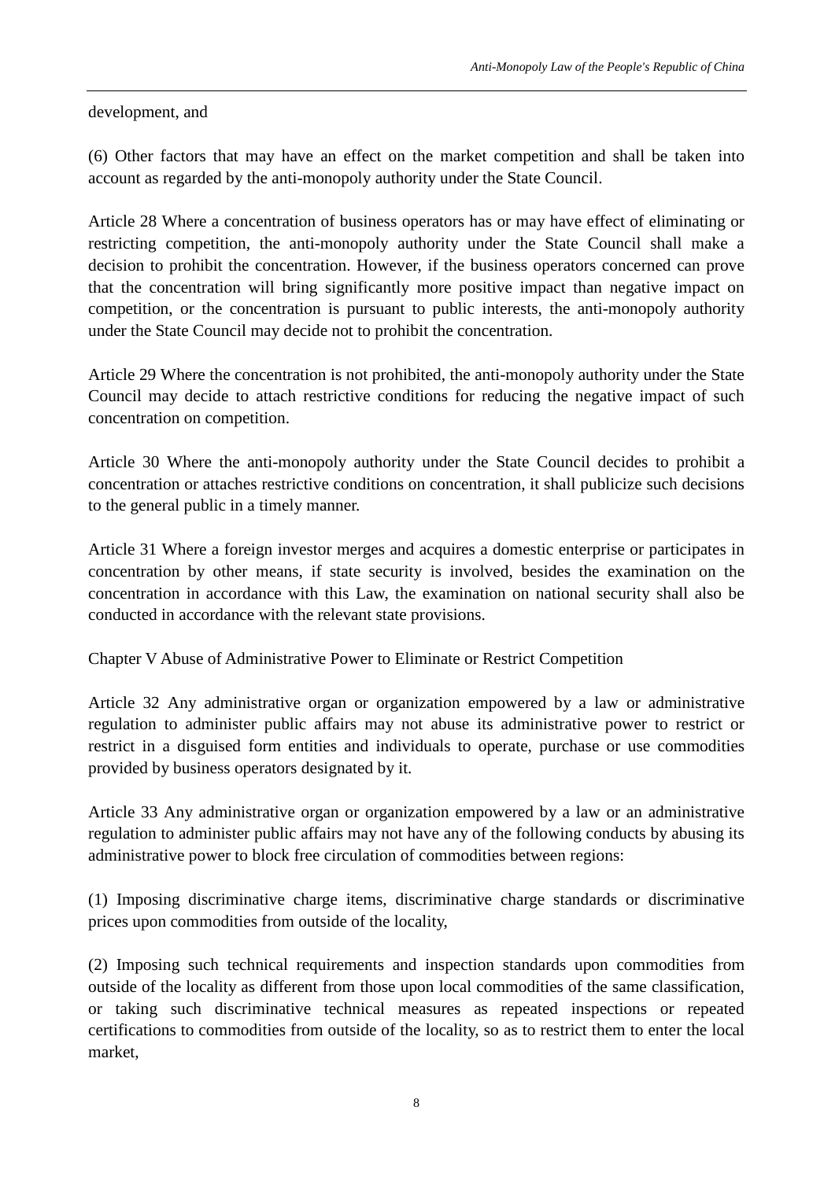development, and

(6) Other factors that may have an effect on the market competition and shall be taken into account as regarded by the anti-monopoly authority under the State Council.

Article 28 Where a concentration of business operators has or may have effect of eliminating or restricting competition, the anti-monopoly authority under the State Council shall make a decision to prohibit the concentration. However, if the business operators concerned can prove that the concentration will bring significantly more positive impact than negative impact on competition, or the concentration is pursuant to public interests, the anti-monopoly authority under the State Council may decide not to prohibit the concentration.

Article 29 Where the concentration is not prohibited, the anti-monopoly authority under the State Council may decide to attach restrictive conditions for reducing the negative impact of such concentration on competition.

Article 30 Where the anti-monopoly authority under the State Council decides to prohibit a concentration or attaches restrictive conditions on concentration, it shall publicize such decisions to the general public in a timely manner.

Article 31 Where a foreign investor merges and acquires a domestic enterprise or participates in concentration by other means, if state security is involved, besides the examination on the concentration in accordance with this Law, the examination on national security shall also be conducted in accordance with the relevant state provisions.

## Chapter V Abuse of Administrative Power to Eliminate or Restrict Competition

Article 32 Any administrative organ or organization empowered by a law or administrative regulation to administer public affairs may not abuse its administrative power to restrict or restrict in a disguised form entities and individuals to operate, purchase or use commodities provided by business operators designated by it.

Article 33 Any administrative organ or organization empowered by a law or an administrative regulation to administer public affairs may not have any of the following conducts by abusing its administrative power to block free circulation of commodities between regions:

(1) Imposing discriminative charge items, discriminative charge standards or discriminative prices upon commodities from outside of the locality,

(2) Imposing such technical requirements and inspection standards upon commodities from outside of the locality as different from those upon local commodities of the same classification, or taking such discriminative technical measures as repeated inspections or repeated certifications to commodities from outside of the locality, so as to restrict them to enter the local market,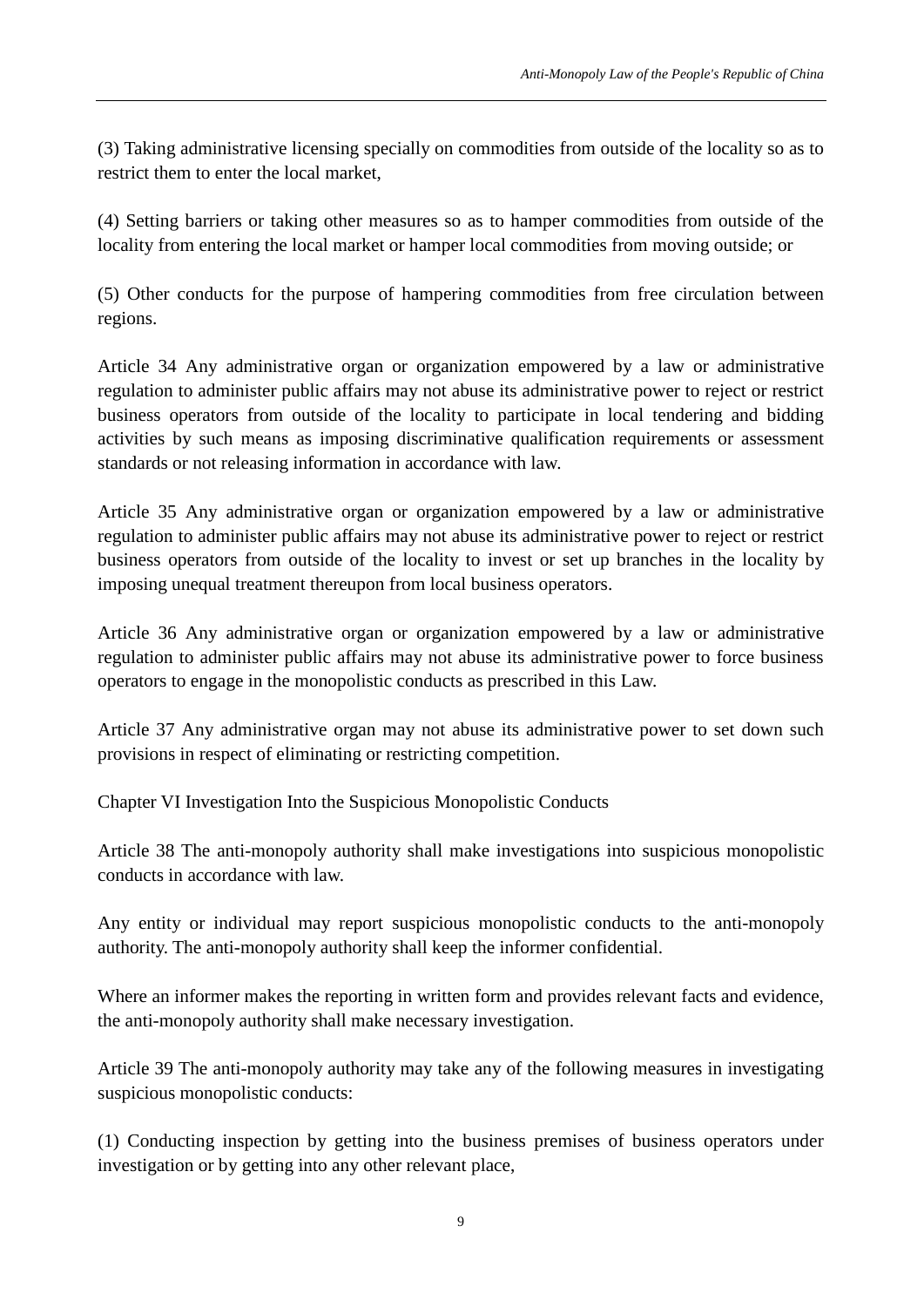(3) Taking administrative licensing specially on commodities from outside of the locality so as to restrict them to enter the local market,

(4) Setting barriers or taking other measures so as to hamper commodities from outside of the locality from entering the local market or hamper local commodities from moving outside; or

(5) Other conducts for the purpose of hampering commodities from free circulation between regions.

Article 34 Any administrative organ or organization empowered by a law or administrative regulation to administer public affairs may not abuse its administrative power to reject or restrict business operators from outside of the locality to participate in local tendering and bidding activities by such means as imposing discriminative qualification requirements or assessment standards or not releasing information in accordance with law.

Article 35 Any administrative organ or organization empowered by a law or administrative regulation to administer public affairs may not abuse its administrative power to reject or restrict business operators from outside of the locality to invest or set up branches in the locality by imposing unequal treatment thereupon from local business operators.

Article 36 Any administrative organ or organization empowered by a law or administrative regulation to administer public affairs may not abuse its administrative power to force business operators to engage in the monopolistic conducts as prescribed in this Law.

Article 37 Any administrative organ may not abuse its administrative power to set down such provisions in respect of eliminating or restricting competition.

## Chapter VI Investigation Into the Suspicious Monopolistic Conducts

Article 38 The anti-monopoly authority shall make investigations into suspicious monopolistic conducts in accordance with law.

Any entity or individual may report suspicious monopolistic conducts to the anti-monopoly authority. The anti-monopoly authority shall keep the informer confidential.

Where an informer makes the reporting in written form and provides relevant facts and evidence, the anti-monopoly authority shall make necessary investigation.

Article 39 The anti-monopoly authority may take any of the following measures in investigating suspicious monopolistic conducts:

(1) Conducting inspection by getting into the business premises of business operators under investigation or by getting into any other relevant place,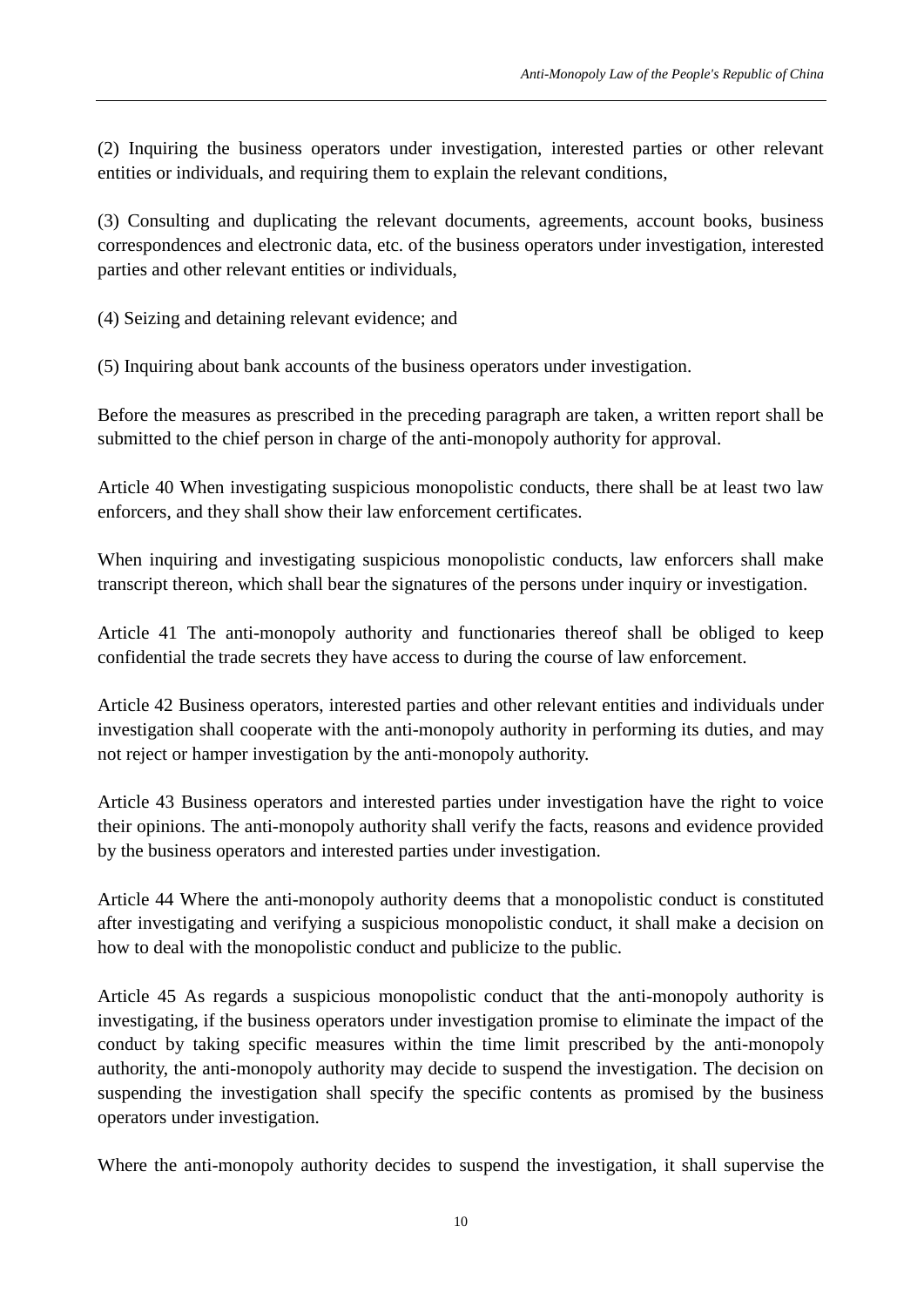(2) Inquiring the business operators under investigation, interested parties or other relevant entities or individuals, and requiring them to explain the relevant conditions,

(3) Consulting and duplicating the relevant documents, agreements, account books, business correspondences and electronic data, etc. of the business operators under investigation, interested parties and other relevant entities or individuals,

(4) Seizing and detaining relevant evidence; and

(5) Inquiring about bank accounts of the business operators under investigation.

Before the measures as prescribed in the preceding paragraph are taken, a written report shall be submitted to the chief person in charge of the anti-monopoly authority for approval.

Article 40 When investigating suspicious monopolistic conducts, there shall be at least two law enforcers, and they shall show their law enforcement certificates.

When inquiring and investigating suspicious monopolistic conducts, law enforcers shall make transcript thereon, which shall bear the signatures of the persons under inquiry or investigation.

Article 41 The anti-monopoly authority and functionaries thereof shall be obliged to keep confidential the trade secrets they have access to during the course of law enforcement.

Article 42 Business operators, interested parties and other relevant entities and individuals under investigation shall cooperate with the anti-monopoly authority in performing its duties, and may not reject or hamper investigation by the anti-monopoly authority.

Article 43 Business operators and interested parties under investigation have the right to voice their opinions. The anti-monopoly authority shall verify the facts, reasons and evidence provided by the business operators and interested parties under investigation.

Article 44 Where the anti-monopoly authority deems that a monopolistic conduct is constituted after investigating and verifying a suspicious monopolistic conduct, it shall make a decision on how to deal with the monopolistic conduct and publicize to the public.

Article 45 As regards a suspicious monopolistic conduct that the anti-monopoly authority is investigating, if the business operators under investigation promise to eliminate the impact of the conduct by taking specific measures within the time limit prescribed by the anti-monopoly authority, the anti-monopoly authority may decide to suspend the investigation. The decision on suspending the investigation shall specify the specific contents as promised by the business operators under investigation.

Where the anti-monopoly authority decides to suspend the investigation, it shall supervise the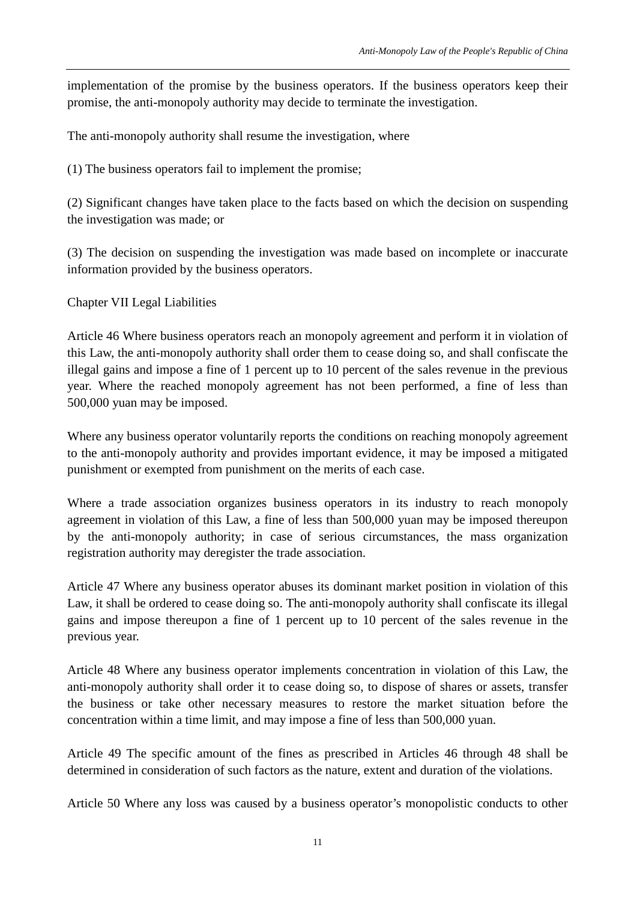implementation of the promise by the business operators. If the business operators keep their promise, the anti-monopoly authority may decide to terminate the investigation.

The anti-monopoly authority shall resume the investigation, where

(1) The business operators fail to implement the promise;

(2) Significant changes have taken place to the facts based on which the decision on suspending the investigation was made; or

(3) The decision on suspending the investigation was made based on incomplete or inaccurate information provided by the business operators.

## Chapter VII Legal Liabilities

Article 46 Where business operators reach an monopoly agreement and perform it in violation of this Law, the anti-monopoly authority shall order them to cease doing so, and shall confiscate the illegal gains and impose a fine of 1 percent up to 10 percent of the sales revenue in the previous year. Where the reached monopoly agreement has not been performed, a fine of less than 500,000 yuan may be imposed.

Where any business operator voluntarily reports the conditions on reaching monopoly agreement to the anti-monopoly authority and provides important evidence, it may be imposed a mitigated punishment or exempted from punishment on the merits of each case.

Where a trade association organizes business operators in its industry to reach monopoly agreement in violation of this Law, a fine of less than 500,000 yuan may be imposed thereupon by the anti-monopoly authority; in case of serious circumstances, the mass organization registration authority may deregister the trade association.

Article 47 Where any business operator abuses its dominant market position in violation of this Law, it shall be ordered to cease doing so. The anti-monopoly authority shall confiscate its illegal gains and impose thereupon a fine of 1 percent up to 10 percent of the sales revenue in the previous year.

Article 48 Where any business operator implements concentration in violation of this Law, the anti-monopoly authority shall order it to cease doing so, to dispose of shares or assets, transfer the business or take other necessary measures to restore the market situation before the concentration within a time limit, and may impose a fine of less than 500,000 yuan.

Article 49 The specific amount of the fines as prescribed in Articles 46 through 48 shall be determined in consideration of such factors as the nature, extent and duration of the violations.

Article 50 Where any loss was caused by a business operator’s monopolistic conducts to other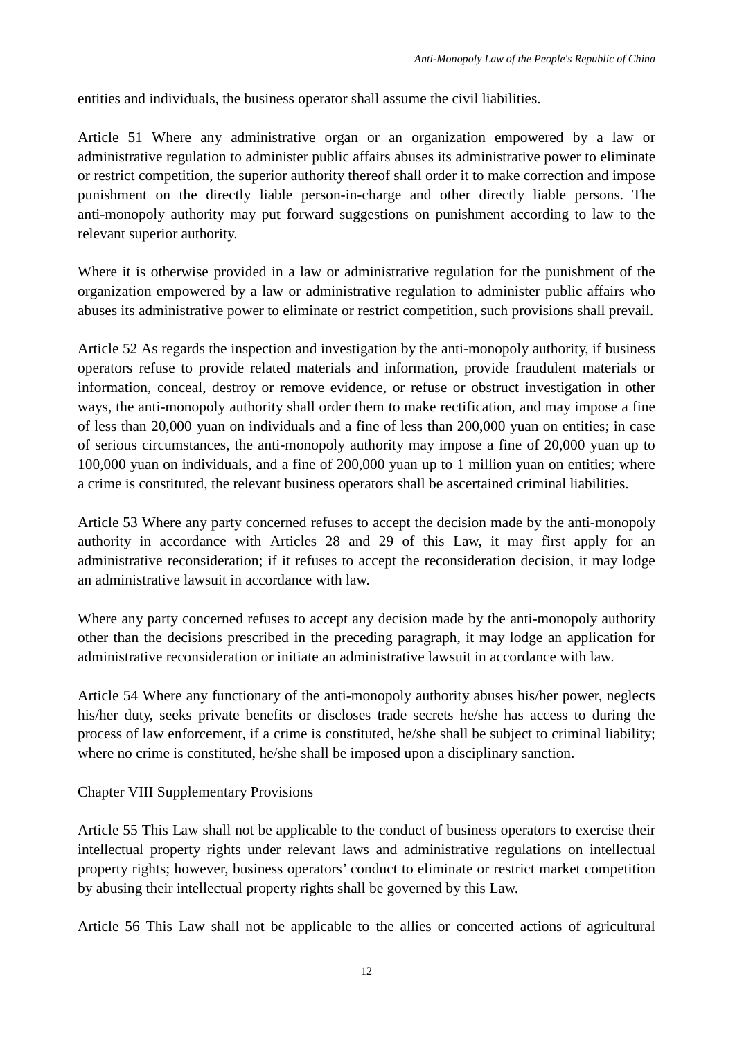entities and individuals, the business operator shall assume the civil liabilities.

Article 51 Where any administrative organ or an organization empowered by a law or administrative regulation to administer public affairs abuses its administrative power to eliminate or restrict competition, the superior authority thereof shall order it to make correction and impose punishment on the directly liable person-in-charge and other directly liable persons. The anti-monopoly authority may put forward suggestions on punishment according to law to the relevant superior authority.

Where it is otherwise provided in a law or administrative regulation for the punishment of the organization empowered by a law or administrative regulation to administer public affairs who abuses its administrative power to eliminate or restrict competition, such provisions shall prevail.

Article 52 As regards the inspection and investigation by the anti-monopoly authority, if business operators refuse to provide related materials and information, provide fraudulent materials or information, conceal, destroy or remove evidence, or refuse or obstruct investigation in other ways, the anti-monopoly authority shall order them to make rectification, and may impose a fine of less than 20,000 yuan on individuals and a fine of less than 200,000 yuan on entities; in case of serious circumstances, the anti-monopoly authority may impose a fine of 20,000 yuan up to 100,000 yuan on individuals, and a fine of 200,000 yuan up to 1 million yuan on entities; where a crime is constituted, the relevant business operators shall be ascertained criminal liabilities.

Article 53 Where any party concerned refuses to accept the decision made by the anti-monopoly authority in accordance with Articles 28 and 29 of this Law, it may first apply for an administrative reconsideration; if it refuses to accept the reconsideration decision, it may lodge an administrative lawsuit in accordance with law.

Where any party concerned refuses to accept any decision made by the anti-monopoly authority other than the decisions prescribed in the preceding paragraph, it may lodge an application for administrative reconsideration or initiate an administrative lawsuit in accordance with law.

Article 54 Where any functionary of the anti-monopoly authority abuses his/her power, neglects his/her duty, seeks private benefits or discloses trade secrets he/she has access to during the process of law enforcement, if a crime is constituted, he/she shall be subject to criminal liability; where no crime is constituted, he/she shall be imposed upon a disciplinary sanction.

## Chapter VIII Supplementary Provisions

Article 55 This Law shall not be applicable to the conduct of business operators to exercise their intellectual property rights under relevant laws and administrative regulations on intellectual property rights; however, business operators' conduct to eliminate or restrict market competition by abusing their intellectual property rights shall be governed by this Law.

Article 56 This Law shall not be applicable to the allies or concerted actions of agricultural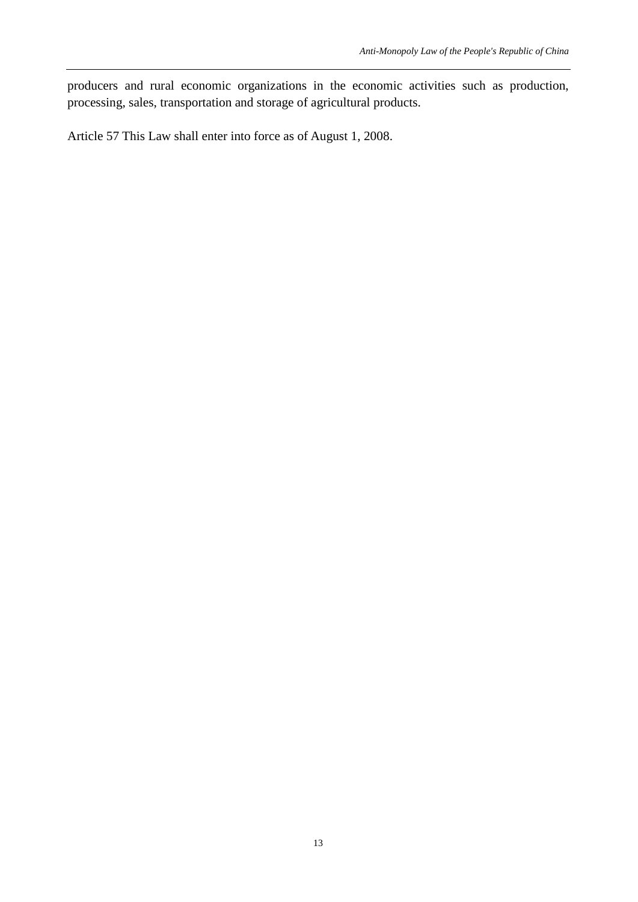producers and rural economic organizations in the economic activities such as production, processing, sales, transportation and storage of agricultural products.

Article 57 This Law shall enter into force as of August 1, 2008.